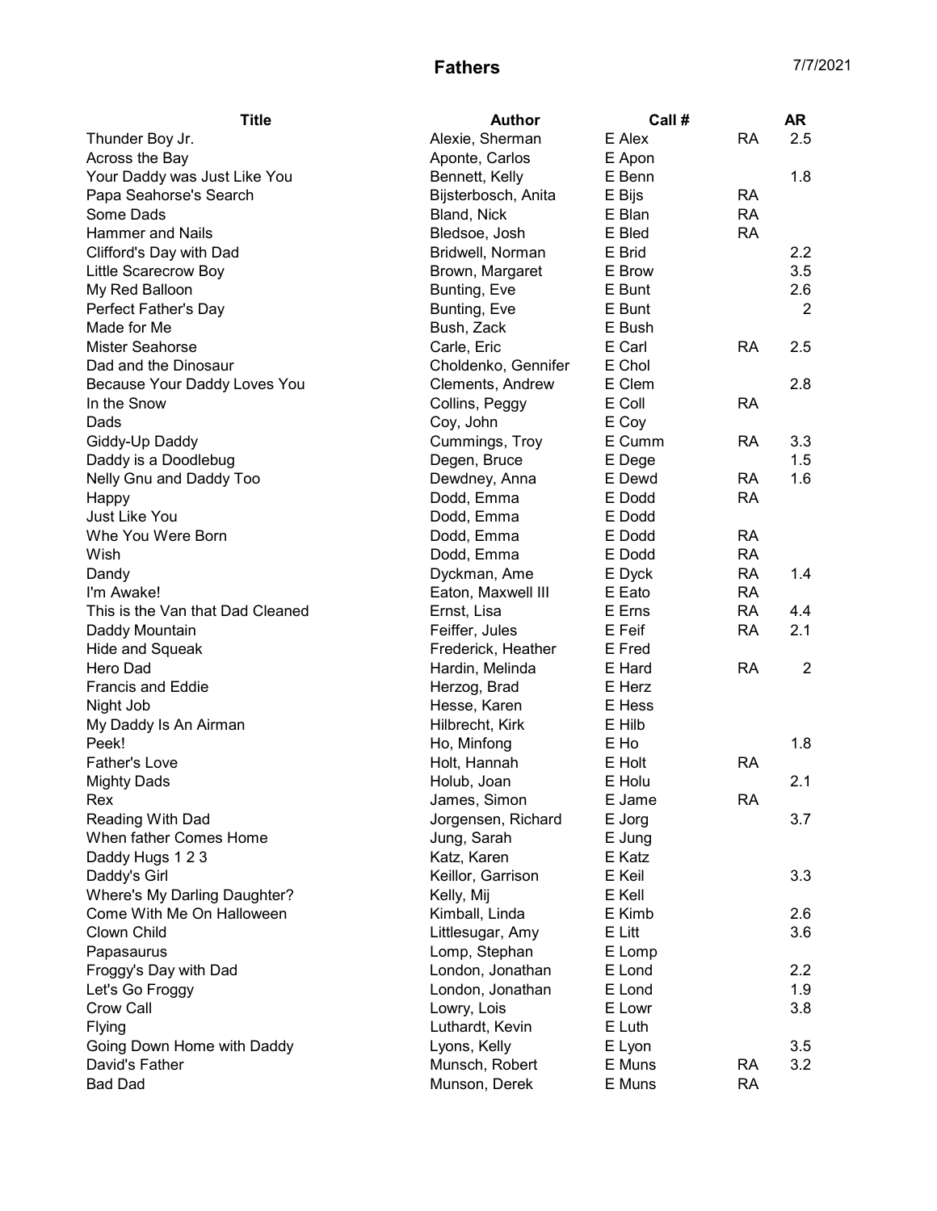# Fathers

7/7/2021

| Title | Author | Call # | | AR |
|---|---|---|---|---|
| Thunder Boy Jr. | Alexie, Sherman | E Alex | RA | 2.5 |
| Across the Bay | Aponte, Carlos | E Apon | | |
| Your Daddy was Just Like You | Bennett, Kelly | E Benn | | 1.8 |
| Papa Seahorse's Search | Bijsterbosch, Anita | E Bijs | RA | |
| Some Dads | Bland, Nick | E Blan | RA | |
| Hammer and Nails | Bledsoe, Josh | E Bled | RA | |
| Clifford's Day with Dad | Bridwell, Norman | E Brid | | 2.2 |
| Little Scarecrow Boy | Brown, Margaret | E Brow | | 3.5 |
| My Red Balloon | Bunting, Eve | E Bunt | | 2.6 |
| Perfect Father's Day | Bunting, Eve | E Bunt | | 2 |
| Made for Me | Bush, Zack | E Bush | | |
| Mister Seahorse | Carle, Eric | E Carl | RA | 2.5 |
| Dad and the Dinosaur | Choldenko, Gennifer | E Chol | | |
| Because Your Daddy Loves You | Clements, Andrew | E Clem | | 2.8 |
| In the Snow | Collins, Peggy | E Coll | RA | |
| Dads | Coy, John | E Coy | | |
| Giddy-Up Daddy | Cummings, Troy | E Cumm | RA | 3.3 |
| Daddy is a Doodlebug | Degen, Bruce | E Dege | | 1.5 |
| Nelly Gnu and Daddy Too | Dewdney, Anna | E Dewd | RA | 1.6 |
| Happy | Dodd, Emma | E Dodd | RA | |
| Just Like You | Dodd, Emma | E Dodd | | |
| Whe You Were Born | Dodd, Emma | E Dodd | RA | |
| Wish | Dodd, Emma | E Dodd | RA | |
| Dandy | Dyckman, Ame | E Dyck | RA | 1.4 |
| I'm Awake! | Eaton, Maxwell III | E Eato | RA | |
| This is the Van that Dad Cleaned | Ernst, Lisa | E Erns | RA | 4.4 |
| Daddy Mountain | Feiffer, Jules | E Feif | RA | 2.1 |
| Hide and Squeak | Frederick, Heather | E Fred | | |
| Hero Dad | Hardin, Melinda | E Hard | RA | 2 |
| Francis and Eddie | Herzog, Brad | E Herz | | |
| Night Job | Hesse, Karen | E Hess | | |
| My Daddy Is An Airman | Hilbrecht, Kirk | E Hilb | | |
| Peek! | Ho, Minfong | E Ho | | 1.8 |
| Father's Love | Holt, Hannah | E Holt | RA | |
| Mighty Dads | Holub, Joan | E Holu | | 2.1 |
| Rex | James, Simon | E Jame | RA | |
| Reading With Dad | Jorgensen, Richard | E Jorg | | 3.7 |
| When father Comes Home | Jung, Sarah | E Jung | | |
| Daddy Hugs 1 2 3 | Katz, Karen | E Katz | | |
| Daddy's Girl | Keillor, Garrison | E Keil | | 3.3 |
| Where's My Darling Daughter? | Kelly, Mij | E Kell | | |
| Come With Me On Halloween | Kimball, Linda | E Kimb | | 2.6 |
| Clown Child | Littlesugar, Amy | E Litt | | 3.6 |
| Papasaurus | Lomp, Stephan | E Lomp | | |
| Froggy's Day with Dad | London, Jonathan | E Lond | | 2.2 |
| Let's Go Froggy | London, Jonathan | E Lond | | 1.9 |
| Crow Call | Lowry, Lois | E Lowr | | 3.8 |
| Flying | Luthardt, Kevin | E Luth | | |
| Going Down Home with Daddy | Lyons, Kelly | E Lyon | | 3.5 |
| David's Father | Munsch, Robert | E Muns | RA | 3.2 |
| Bad Dad | Munson, Derek | E Muns | RA | |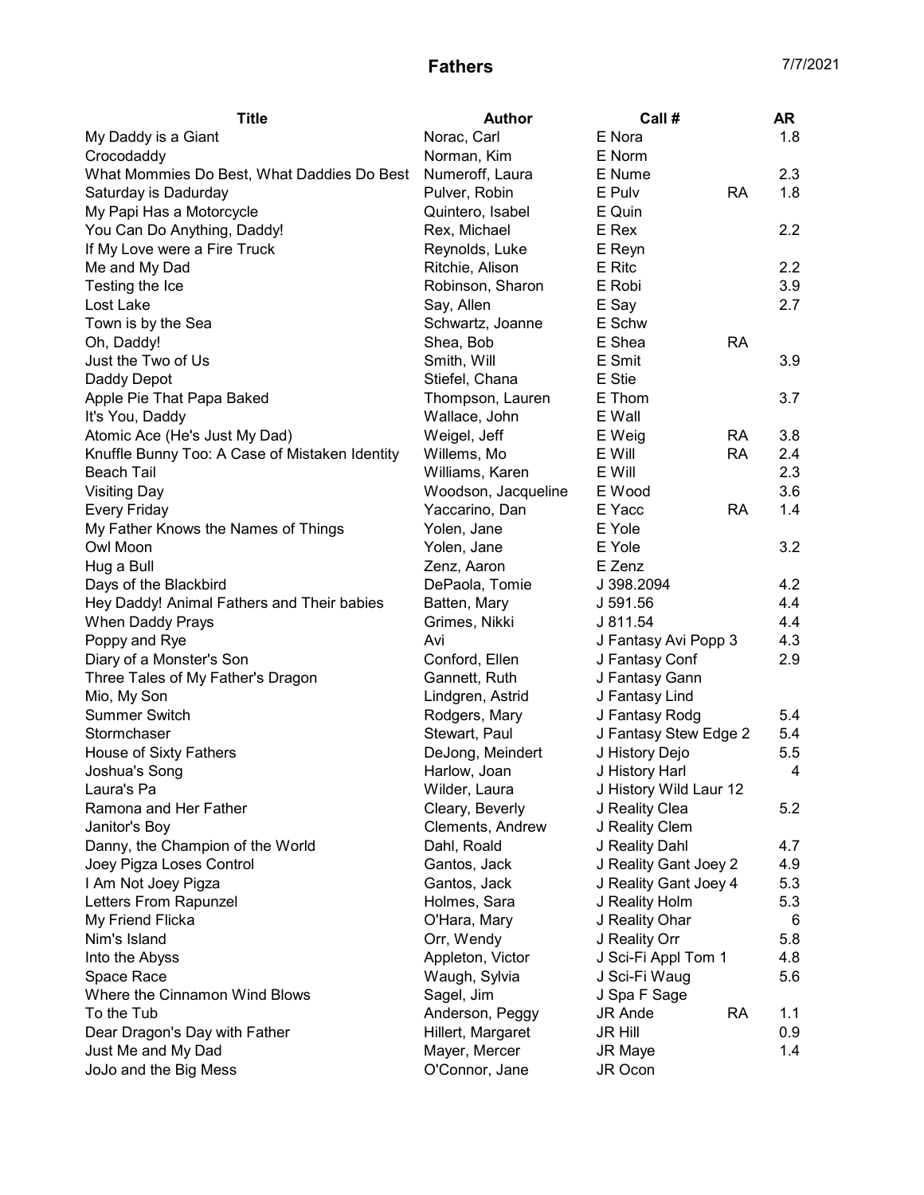# Fathers

7/7/2021

| Title | Author | Call # | | AR |
|---|---|---|---|---|
| My Daddy is a Giant | Norac, Carl | E Nora | | 1.8 |
| Crocodaddy | Norman, Kim | E Norm | | |
| What Mommies Do Best, What Daddies Do Best | Numeroff, Laura | E Nume | | 2.3 |
| Saturday is Dadurday | Pulver, Robin | E Pulv | RA | 1.8 |
| My Papi Has a Motorcycle | Quintero, Isabel | E Quin | | |
| You Can Do Anything, Daddy! | Rex, Michael | E Rex | | 2.2 |
| If My Love were a Fire Truck | Reynolds, Luke | E Reyn | | |
| Me and My Dad | Ritchie, Alison | E Ritc | | 2.2 |
| Testing the Ice | Robinson, Sharon | E Robi | | 3.9 |
| Lost Lake | Say, Allen | E Say | | 2.7 |
| Town is by the Sea | Schwartz, Joanne | E Schw | | |
| Oh, Daddy! | Shea, Bob | E Shea | RA | |
| Just the Two of Us | Smith, Will | E Smit | | 3.9 |
| Daddy Depot | Stiefel, Chana | E Stie | | |
| Apple Pie That Papa Baked | Thompson, Lauren | E Thom | | 3.7 |
| It's You, Daddy | Wallace, John | E Wall | | |
| Atomic Ace (He's Just My Dad) | Weigel, Jeff | E Weig | RA | 3.8 |
| Knuffle Bunny Too: A Case of Mistaken Identity | Willems, Mo | E Will | RA | 2.4 |
| Beach Tail | Williams, Karen | E Will | | 2.3 |
| Visiting Day | Woodson, Jacqueline | E Wood | | 3.6 |
| Every Friday | Yaccarino, Dan | E Yacc | RA | 1.4 |
| My Father Knows the Names of Things | Yolen, Jane | E Yole | | |
| Owl Moon | Yolen, Jane | E Yole | | 3.2 |
| Hug a Bull | Zenz, Aaron | E Zenz | | |
| Days of the Blackbird | DePaola, Tomie | J 398.2094 | | 4.2 |
| Hey Daddy! Animal Fathers and Their babies | Batten, Mary | J 591.56 | | 4.4 |
| When Daddy Prays | Grimes, Nikki | J 811.54 | | 4.4 |
| Poppy and Rye | Avi | J Fantasy Avi Popp 3 | | 4.3 |
| Diary of a Monster's Son | Conford, Ellen | J Fantasy Conf | | 2.9 |
| Three Tales of My Father's Dragon | Gannett, Ruth | J Fantasy Gann | | |
| Mio, My Son | Lindgren, Astrid | J Fantasy Lind | | |
| Summer Switch | Rodgers, Mary | J Fantasy Rodg | | 5.4 |
| Stormchaser | Stewart, Paul | J Fantasy Stew Edge 2 | | 5.4 |
| House of Sixty Fathers | DeJong, Meindert | J History Dejo | | 5.5 |
| Joshua's Song | Harlow, Joan | J History Harl | | 4 |
| Laura's Pa | Wilder, Laura | J History Wild Laur 12 | | |
| Ramona and Her Father | Cleary, Beverly | J Reality Clea | | 5.2 |
| Janitor's Boy | Clements, Andrew | J Reality Clem | | |
| Danny, the Champion of the World | Dahl, Roald | J Reality Dahl | | 4.7 |
| Joey Pigza Loses Control | Gantos, Jack | J Reality Gant Joey 2 | | 4.9 |
| I Am Not Joey Pigza | Gantos, Jack | J Reality Gant Joey 4 | | 5.3 |
| Letters From Rapunzel | Holmes, Sara | J Reality Holm | | 5.3 |
| My Friend Flicka | O'Hara, Mary | J Reality Ohar | | 6 |
| Nim's Island | Orr, Wendy | J Reality Orr | | 5.8 |
| Into the Abyss | Appleton, Victor | J Sci-Fi Appl Tom 1 | | 4.8 |
| Space Race | Waugh, Sylvia | J Sci-Fi Waug | | 5.6 |
| Where the Cinnamon Wind Blows | Sagel, Jim | J Spa F Sage | | |
| To the Tub | Anderson, Peggy | JR Ande | RA | 1.1 |
| Dear Dragon's Day with Father | Hillert, Margaret | JR Hill | | 0.9 |
| Just Me and My Dad | Mayer, Mercer | JR Maye | | 1.4 |
| JoJo and the Big Mess | O'Connor, Jane | JR Ocon | | |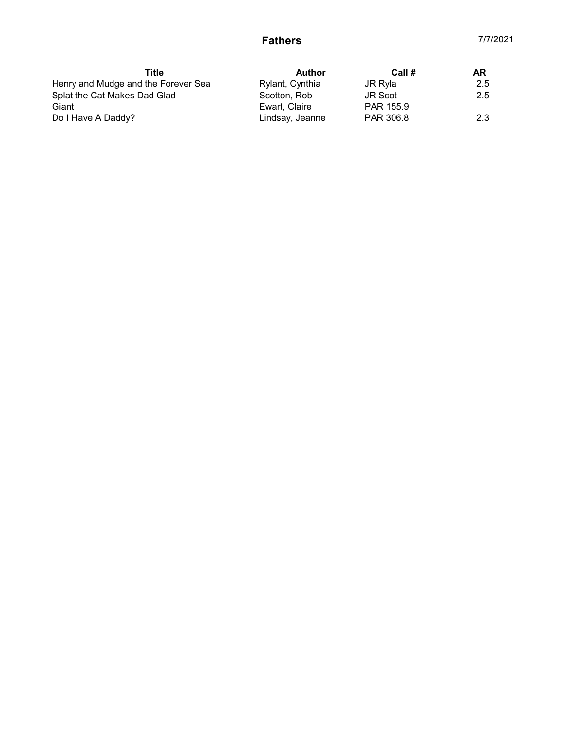# Fathers

7/7/2021

| Title | Author | Call # | AR |
| --- | --- | --- | --- |
| Henry and Mudge and the Forever Sea | Rylant, Cynthia | JR Ryla | 2.5 |
| Splat the Cat Makes Dad Glad | Scotton, Rob | JR Scot | 2.5 |
| Giant | Ewart, Claire | PAR 155.9 | |
| Do I Have A Daddy? | Lindsay, Jeanne | PAR 306.8 | 2.3 |